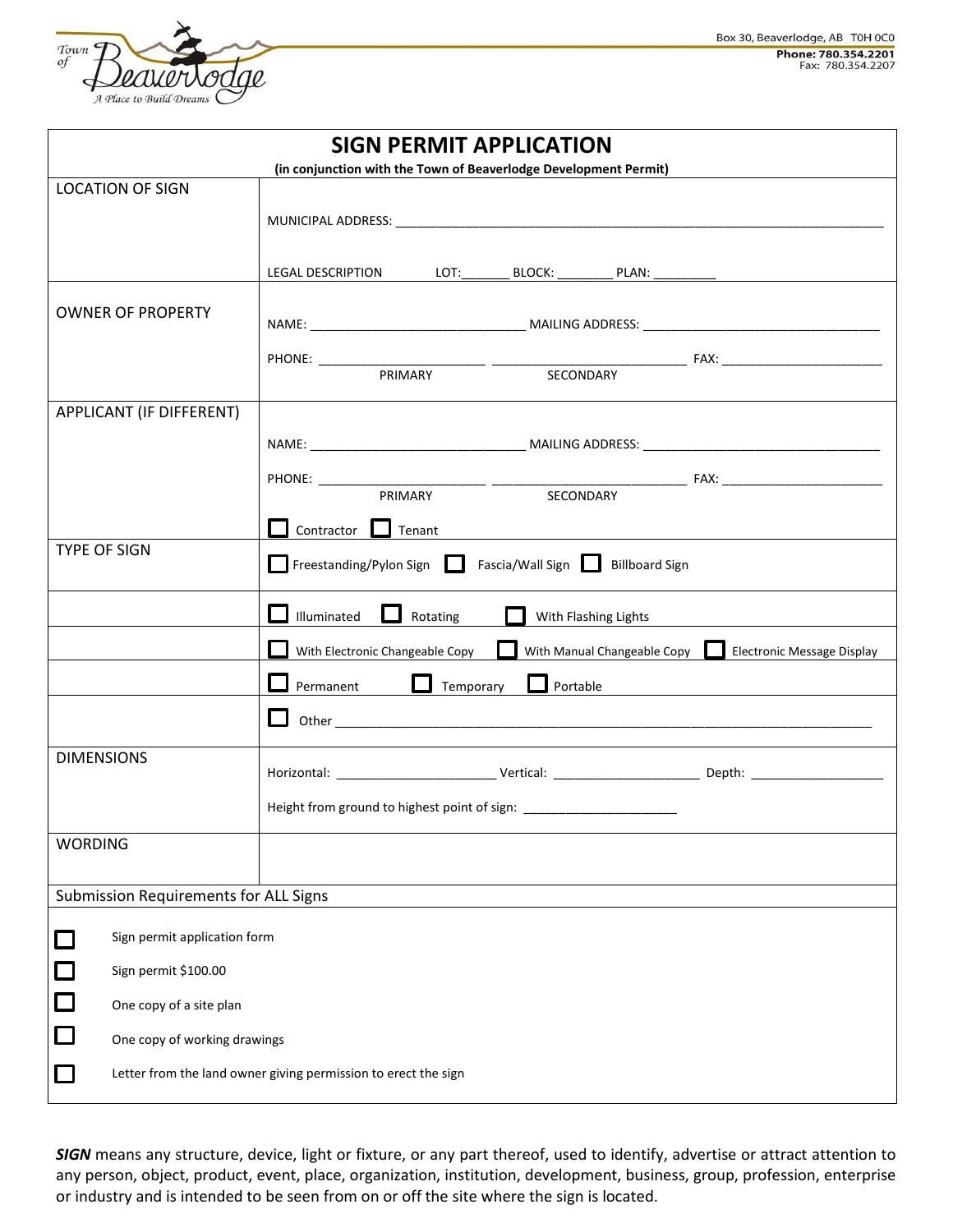Town of Beaverlodge
A Place to Build Dreams

Box 30, Beaverlodge, AB T0H 0C0
**Phone: 780.354.2201**
Fax: 780.354.2207

# SIGN PERMIT APPLICATION

**(in conjunction with the Town of Beaverlodge Development Permit)**

| | |
|---|---|
| LOCATION OF SIGN | MUNICIPAL ADDRESS: ________________________________________<br><br>LEGAL DESCRIPTION LOT:_______ BLOCK: ________ PLAN: _________ |
| OWNER OF PROPERTY | NAME: ______________________________ MAILING ADDRESS: ________________________________<br><br>PHONE: _______________________ ___________________________ FAX: ________________________<br>PRIMARY SECONDARY |
| APPLICANT (IF DIFFERENT) | NAME: ______________________________ MAILING ADDRESS: ________________________________<br><br>PHONE: _______________________ ___________________________ FAX: ________________________<br>PRIMARY SECONDARY<br><br>☐ Contractor ☐ Tenant |
| TYPE OF SIGN | ☐ Freestanding/Pylon Sign ☐ Fascia/Wall Sign ☐ Billboard Sign |
| | ☐ Illuminated ☐ Rotating ☐ With Flashing Lights |
| | ☐ With Electronic Changeable Copy ☐ With Manual Changeable Copy ☐ Electronic Message Display |
| | ☐ Permanent ☐ Temporary ☐ Portable |
| | ☐ Other ________________________________________________ |
| DIMENSIONS | Horizontal: ______________________ Vertical: ____________________ Depth: ___________________<br><br>Height from ground to highest point of sign: _____________________ |
| WORDING | |

**Submission Requirements for ALL Signs**

- ☐ Sign permit application form
- ☐ Sign permit $100.00
- ☐ One copy of a site plan
- ☐ One copy of working drawings
- ☐ Letter from the land owner giving permission to erect the sign

***SIGN*** means any structure, device, light or fixture, or any part thereof, used to identify, advertise or attract attention to any person, object, product, event, place, organization, institution, development, business, group, profession, enterprise or industry and is intended to be seen from on or off the site where the sign is located.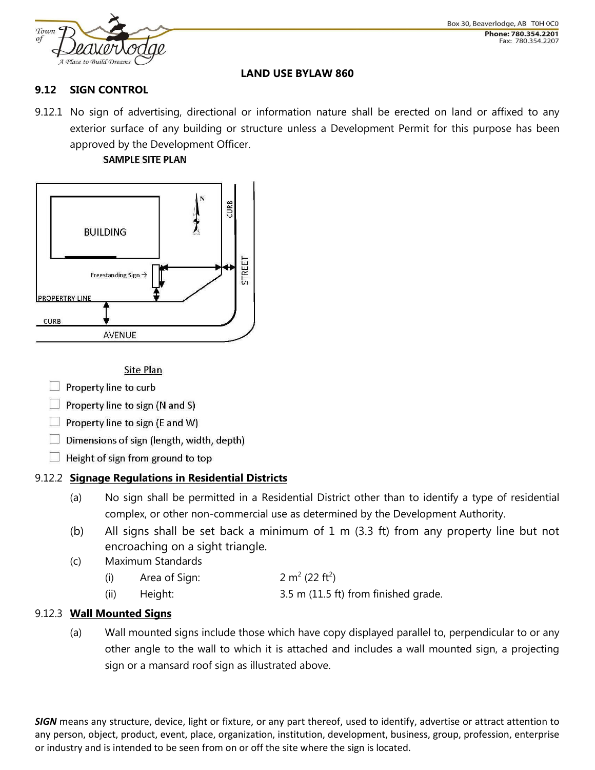**LAND USE BYLAW 860**

## 9.12 SIGN CONTROL

9.12.1 No sign of advertising, directional or information nature shall be erected on land or affixed to any exterior surface of any building or structure unless a Development Permit for this purpose has been approved by the Development Officer.

**SAMPLE SITE PLAN**

BUILDING

Freestanding Sign →

PROPERTY LINE

CURB

AVENUE

CURB

STREET

N

Site Plan

- ☐ Property line to curb
- ☐ Property line to sign (N and S)
- ☐ Property line to sign (E and W)
- ☐ Dimensions of sign (length, width, depth)
- ☐ Height of sign from ground to top

### 9.12.2 Signage Regulations in Residential Districts

(a) No sign shall be permitted in a Residential District other than to identify a type of residential complex, or other non-commercial use as determined by the Development Authority.

(b) All signs shall be set back a minimum of 1 m (3.3 ft) from any property line but not encroaching on a sight triangle.

(c) Maximum Standards

(i) Area of Sign: 2 $m^2$ (22 $ft^2$)

(ii) Height: 3.5 m (11.5 ft) from finished grade.

### 9.12.3 Wall Mounted Signs

(a) Wall mounted signs include those which have copy displayed parallel to, perpendicular to or any other angle to the wall to which it is attached and includes a wall mounted sign, a projecting sign or a mansard roof sign as illustrated above.

***SIGN*** means any structure, device, light or fixture, or any part thereof, used to identify, advertise or attract attention to any person, object, product, event, place, organization, institution, development, business, group, profession, enterprise or industry and is intended to be seen from on or off the site where the sign is located.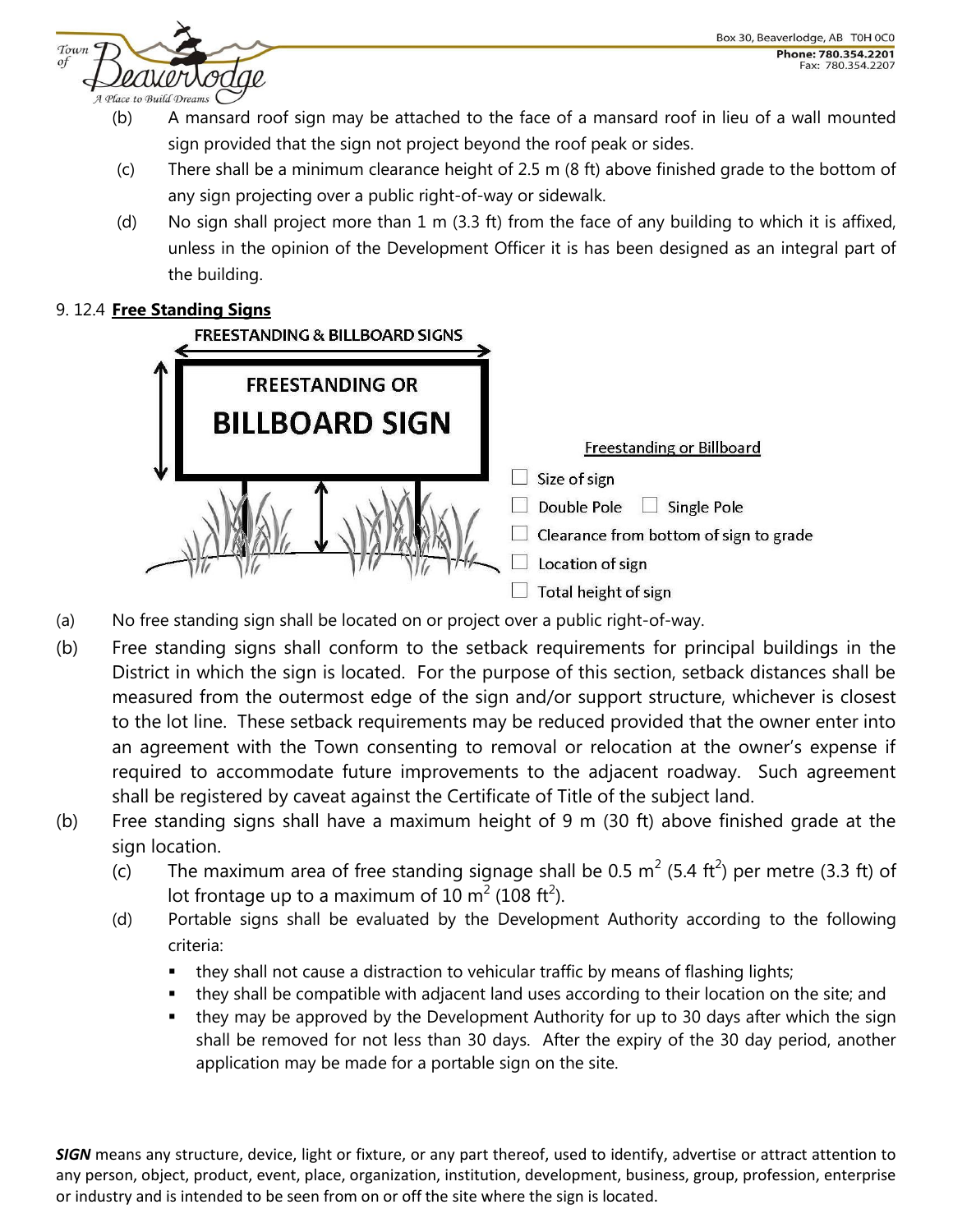(b) A mansard roof sign may be attached to the face of a mansard roof in lieu of a wall mounted sign provided that the sign not project beyond the roof peak or sides.

(c) There shall be a minimum clearance height of 2.5 m (8 ft) above finished grade to the bottom of any sign projecting over a public right-of-way or sidewalk.

(d) No sign shall project more than 1 m (3.3 ft) from the face of any building to which it is affixed, unless in the opinion of the Development Officer it is has been designed as an integral part of the building.

### 9. 12.4 **Free Standing Signs**

FREESTANDING & BILLBOARD SIGNS

FREESTANDING OR BILLBOARD SIGN

Freestanding or Billboard

- ☐ Size of sign
- ☐ Double Pole ☐ Single Pole
- ☐ Clearance from bottom of sign to grade
- ☐ Location of sign
- ☐ Total height of sign

(a) No free standing sign shall be located on or project over a public right-of-way.

(b) Free standing signs shall conform to the setback requirements for principal buildings in the District in which the sign is located. For the purpose of this section, setback distances shall be measured from the outermost edge of the sign and/or support structure, whichever is closest to the lot line. These setback requirements may be reduced provided that the owner enter into an agreement with the Town consenting to removal or relocation at the owner's expense if required to accommodate future improvements to the adjacent roadway. Such agreement shall be registered by caveat against the Certificate of Title of the subject land.

(b) Free standing signs shall have a maximum height of 9 m (30 ft) above finished grade at the sign location.

(c) The maximum area of free standing signage shall be 0.5 m$^2$ (5.4 ft$^2$) per metre (3.3 ft) of lot frontage up to a maximum of 10 m$^2$ (108 ft$^2$).

(d) Portable signs shall be evaluated by the Development Authority according to the following criteria:

- they shall not cause a distraction to vehicular traffic by means of flashing lights;
- they shall be compatible with adjacent land uses according to their location on the site; and
- they may be approved by the Development Authority for up to 30 days after which the sign shall be removed for not less than 30 days. After the expiry of the 30 day period, another application may be made for a portable sign on the site.

***SIGN*** means any structure, device, light or fixture, or any part thereof, used to identify, advertise or attract attention to any person, object, product, event, place, organization, institution, development, business, group, profession, enterprise or industry and is intended to be seen from on or off the site where the sign is located.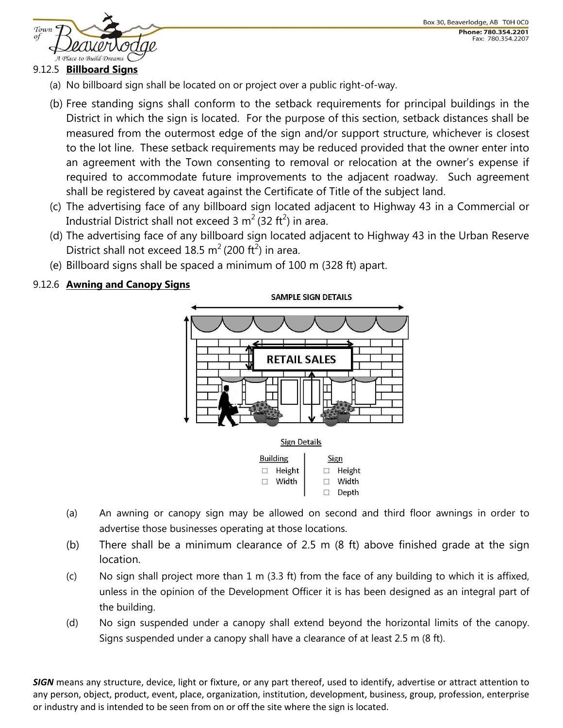### 9.12.5 **Billboard Signs**

(a) No billboard sign shall be located on or project over a public right-of-way.

(b) Free standing signs shall conform to the setback requirements for principal buildings in the District in which the sign is located. For the purpose of this section, setback distances shall be measured from the outermost edge of the sign and/or support structure, whichever is closest to the lot line. These setback requirements may be reduced provided that the owner enter into an agreement with the Town consenting to removal or relocation at the owner's expense if required to accommodate future improvements to the adjacent roadway. Such agreement shall be registered by caveat against the Certificate of Title of the subject land.

(c) The advertising face of any billboard sign located adjacent to Highway 43 in a Commercial or Industrial District shall not exceed 3 $m^2$ (32 $ft^2$) in area.

(d) The advertising face of any billboard sign located adjacent to Highway 43 in the Urban Reserve District shall not exceed 18.5 $m^2$ (200 $ft^2$) in area.

(e) Billboard signs shall be spaced a minimum of 100 m (328 ft) apart.

### 9.12.6 **Awning and Canopy Signs**

SAMPLE SIGN DETAILS

RETAIL SALES

Sign Details

| Building | Sign |
| --- | --- |
| ☐ Height | ☐ Height |
| ☐ Width | ☐ Width |
| | ☐ Depth |

(a) An awning or canopy sign may be allowed on second and third floor awnings in order to advertise those businesses operating at those locations.

(b) There shall be a minimum clearance of 2.5 m (8 ft) above finished grade at the sign location.

(c) No sign shall project more than 1 m (3.3 ft) from the face of any building to which it is affixed, unless in the opinion of the Development Officer it is has been designed as an integral part of the building.

(d) No sign suspended under a canopy shall extend beyond the horizontal limits of the canopy. Signs suspended under a canopy shall have a clearance of at least 2.5 m (8 ft).

***SIGN*** means any structure, device, light or fixture, or any part thereof, used to identify, advertise or attract attention to any person, object, product, event, place, organization, institution, development, business, group, profession, enterprise or industry and is intended to be seen from on or off the site where the sign is located.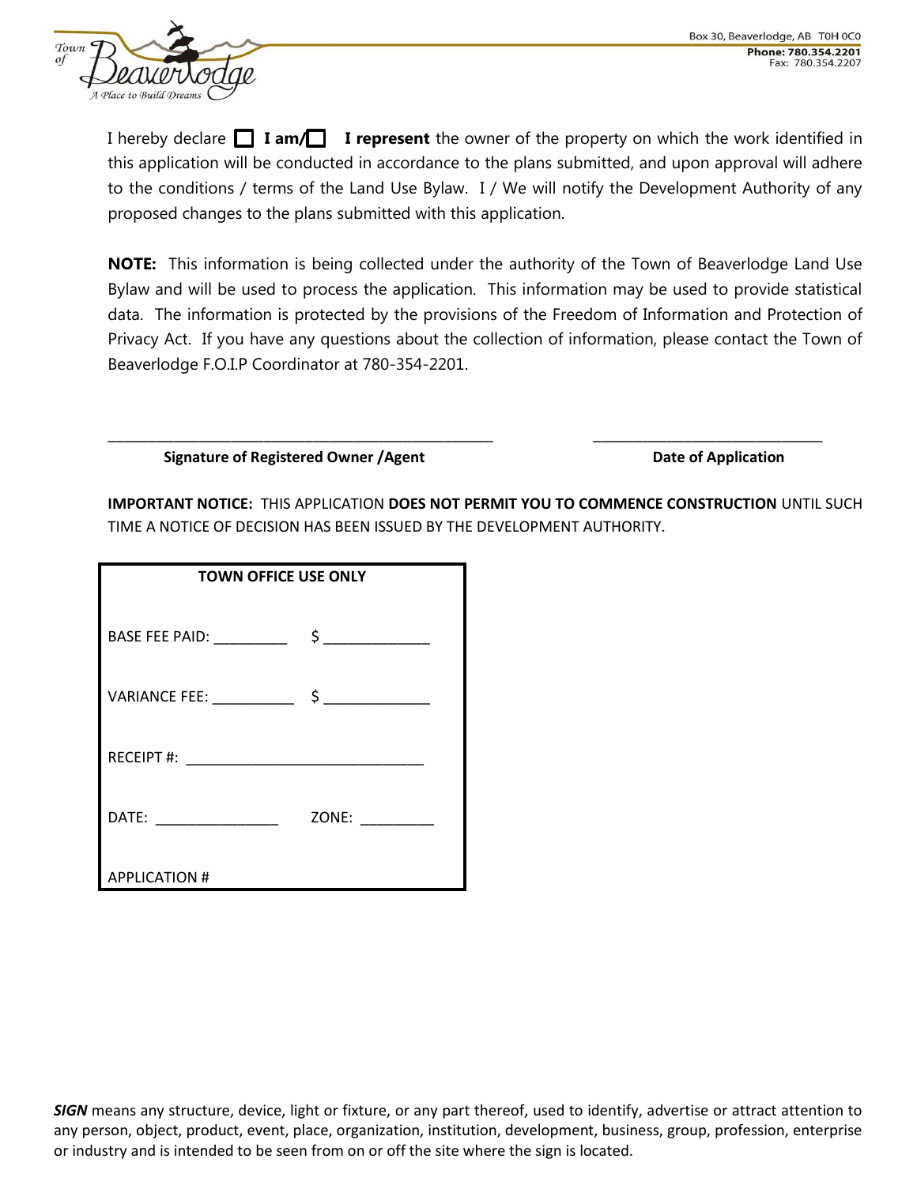I hereby declare ☐ **I am**/☐ **I represent** the owner of the property on which the work identified in this application will be conducted in accordance to the plans submitted, and upon approval will adhere to the conditions / terms of the Land Use Bylaw. I / We will notify the Development Authority of any proposed changes to the plans submitted with this application.

**NOTE:** This information is being collected under the authority of the Town of Beaverlodge Land Use Bylaw and will be used to process the application. This information may be used to provide statistical data. The information is protected by the provisions of the Freedom of Information and Protection of Privacy Act. If you have any questions about the collection of information, please contact the Town of Beaverlodge F.O.I.P Coordinator at 780-354-2201.

_______________________________________________ &nbsp;&nbsp;&nbsp;&nbsp; ____________________________

**Signature of Registered Owner /Agent** &nbsp;&nbsp;&nbsp;&nbsp; **Date of Application**

**IMPORTANT NOTICE:** THIS APPLICATION **DOES NOT PERMIT YOU TO COMMENCE CONSTRUCTION** UNTIL SUCH TIME A NOTICE OF DECISION HAS BEEN ISSUED BY THE DEVELOPMENT AUTHORITY.

| **TOWN OFFICE USE ONLY** | |
|---|---|
| BASE FEE PAID: _________ | $ _____________ |
| VARIANCE FEE: __________ | $ _____________ |
| RECEIPT #: ____________________________ | |
| DATE: _______________ | ZONE: _________ |
| APPLICATION # | |

***SIGN*** means any structure, device, light or fixture, or any part thereof, used to identify, advertise or attract attention to any person, object, product, event, place, organization, institution, development, business, group, profession, enterprise or industry and is intended to be seen from on or off the site where the sign is located.